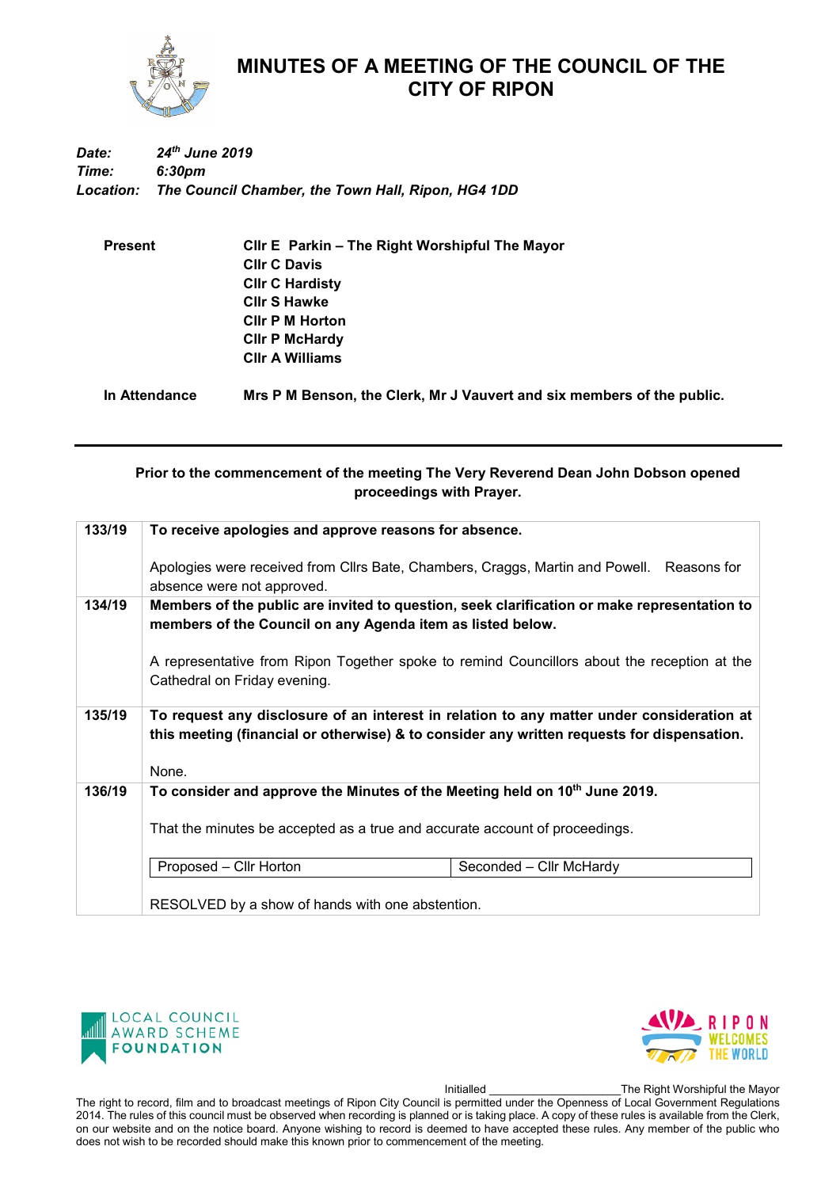# MINUTES OF A MEETING OF THE COUNCIL OF THE CITY OF RIPON

***Date:*** ***24th June 2019***
***Time:*** ***6:30pm***
***Location:*** ***The Council Chamber, the Town Hall, Ripon, HG4 1DD***

**Present**
**Cllr E Parkin – The Right Worshipful The Mayor**
**Cllr C Davis**
**Cllr C Hardisty**
**Cllr S Hawke**
**Cllr P M Horton**
**Cllr P McHardy**
**Cllr A Williams**

**In Attendance** **Mrs P M Benson, the Clerk, Mr J Vauvert and six members of the public.**

---

**Prior to the commencement of the meeting The Very Reverend Dean John Dobson opened proceedings with Prayer.**

| | |
|---|---|
| **133/19** | **To receive apologies and approve reasons for absence.**<br><br>Apologies were received from Cllrs Bate, Chambers, Craggs, Martin and Powell. Reasons for absence were not approved. |
| **134/19** | **Members of the public are invited to question, seek clarification or make representation to members of the Council on any Agenda item as listed below.**<br><br>A representative from Ripon Together spoke to remind Councillors about the reception at the Cathedral on Friday evening. |
| **135/19** | **To request any disclosure of an interest in relation to any matter under consideration at this meeting (financial or otherwise) & to consider any written requests for dispensation.**<br><br>None. |
| **136/19** | **To consider and approve the Minutes of the Meeting held on 10th June 2019.**<br><br>That the minutes be accepted as a true and accurate account of proceedings.<br><br>Proposed – Cllr Horton \| Seconded – Cllr McHardy<br><br>RESOLVED by a show of hands with one abstention. |

Initialled \_\_\_\_\_\_\_\_\_\_\_\_\_\_\_\_\_\_\_\_ The Right Worshipful the Mayor

The right to record, film and to broadcast meetings of Ripon City Council is permitted under the Openness of Local Government Regulations 2014. The rules of this council must be observed when recording is planned or is taking place. A copy of these rules is available from the Clerk, on our website and on the notice board. Anyone wishing to record is deemed to have accepted these rules. Any member of the public who does not wish to be recorded should make this known prior to commencement of the meeting.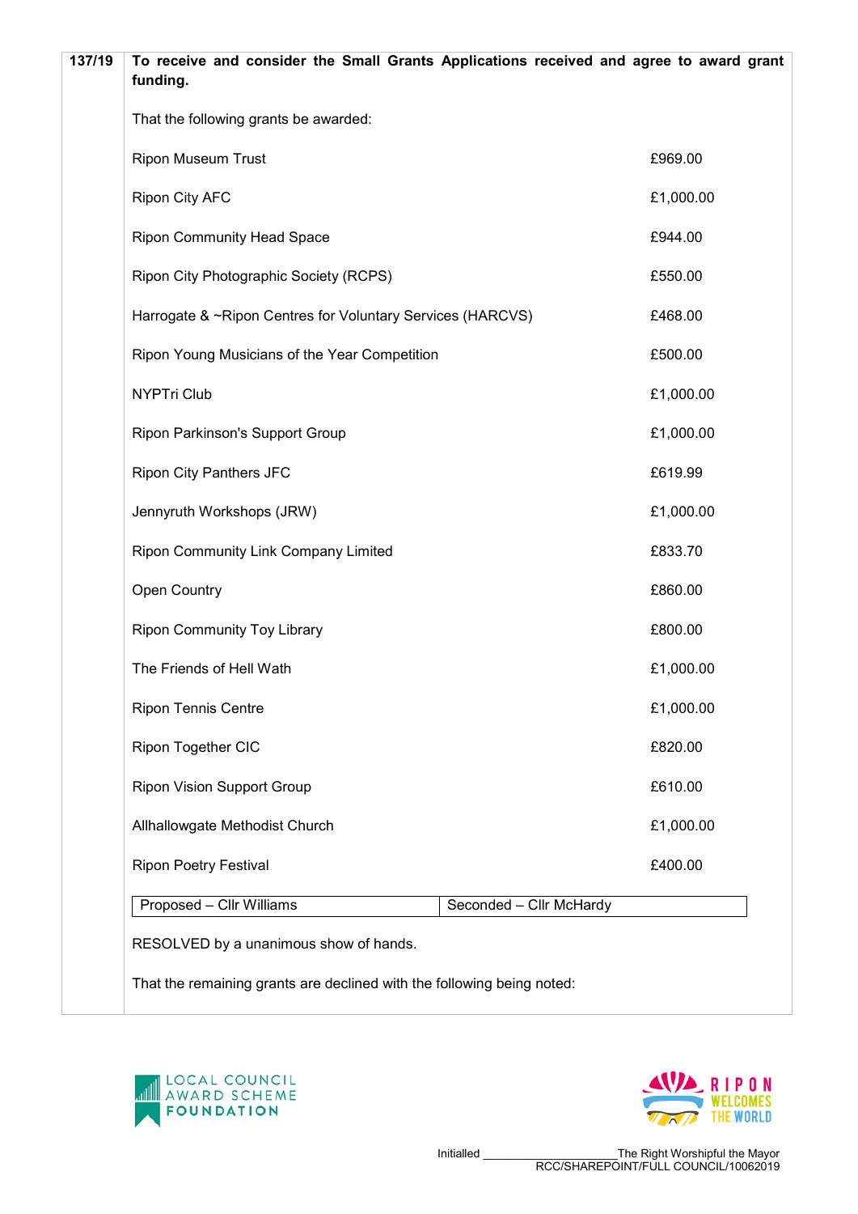**137/19** **To receive and consider the Small Grants Applications received and agree to award grant funding.**

That the following grants be awarded:

| | |
|---|---|
| Ripon Museum Trust | £969.00 |
| Ripon City AFC | £1,000.00 |
| Ripon Community Head Space | £944.00 |
| Ripon City Photographic Society (RCPS) | £550.00 |
| Harrogate & ~Ripon Centres for Voluntary Services (HARCVS) | £468.00 |
| Ripon Young Musicians of the Year Competition | £500.00 |
| NYPTri Club | £1,000.00 |
| Ripon Parkinson's Support Group | £1,000.00 |
| Ripon City Panthers JFC | £619.99 |
| Jennyruth Workshops (JRW) | £1,000.00 |
| Ripon Community Link Company Limited | £833.70 |
| Open Country | £860.00 |
| Ripon Community Toy Library | £800.00 |
| The Friends of Hell Wath | £1,000.00 |
| Ripon Tennis Centre | £1,000.00 |
| Ripon Together CIC | £820.00 |
| Ripon Vision Support Group | £610.00 |
| Allhallowgate Methodist Church | £1,000.00 |
| Ripon Poetry Festival | £400.00 |

| Proposed – Cllr Williams | Seconded – Cllr McHardy |
|---|---|

RESOLVED by a unanimous show of hands.

That the remaining grants are declined with the following being noted:

Initialled \_\_\_\_\_\_\_\_\_\_\_\_\_\_\_\_\_\_\_\_The Right Worshipful the Mayor
RCC/SHAREPOINT/FULL COUNCIL/10062019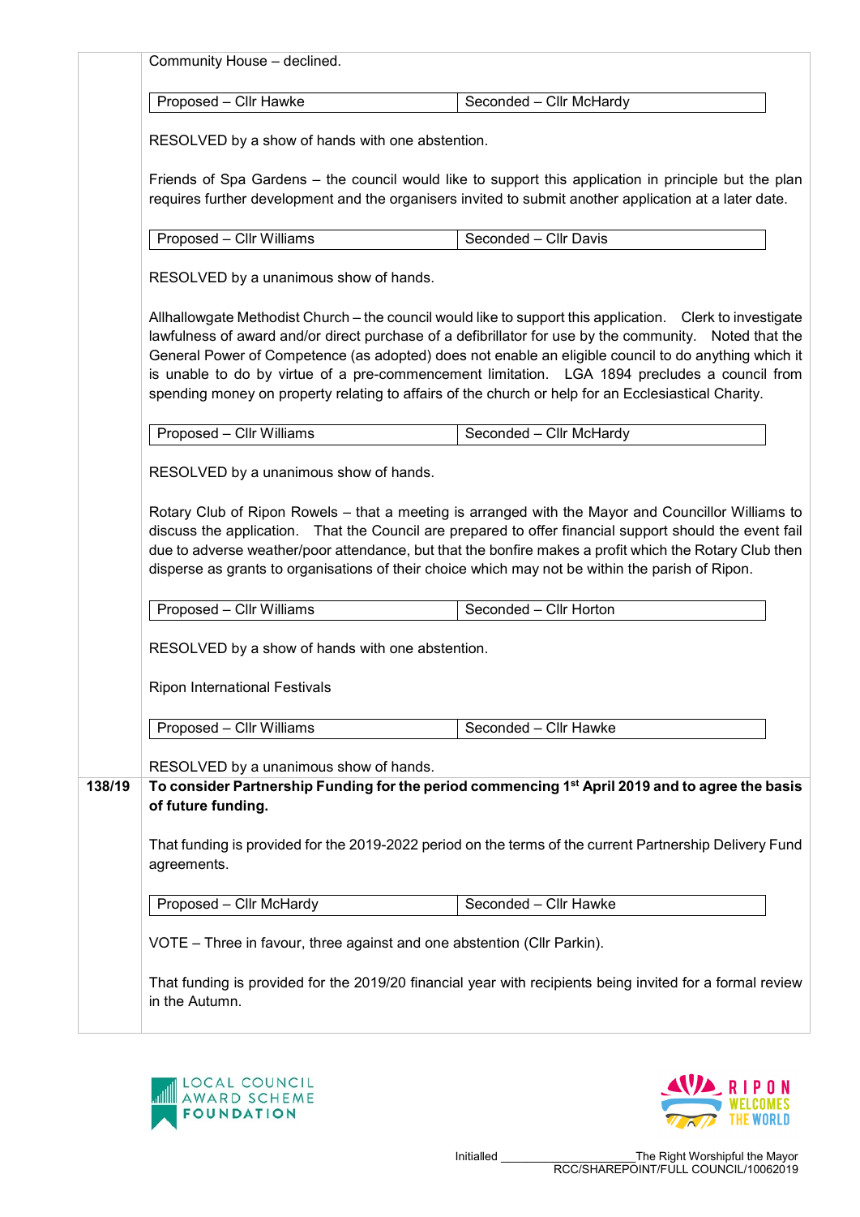Community House – declined.

| Proposed – Cllr Hawke | Seconded – Cllr McHardy |
| --- | --- |

RESOLVED by a show of hands with one abstention.

Friends of Spa Gardens – the council would like to support this application in principle but the plan requires further development and the organisers invited to submit another application at a later date.

| Proposed – Cllr Williams | Seconded – Cllr Davis |
| --- | --- |

RESOLVED by a unanimous show of hands.

Allhallowgate Methodist Church – the council would like to support this application. Clerk to investigate lawfulness of award and/or direct purchase of a defibrillator for use by the community. Noted that the General Power of Competence (as adopted) does not enable an eligible council to do anything which it is unable to do by virtue of a pre-commencement limitation. LGA 1894 precludes a council from spending money on property relating to affairs of the church or help for an Ecclesiastical Charity.

| Proposed – Cllr Williams | Seconded – Cllr McHardy |
| --- | --- |

RESOLVED by a unanimous show of hands.

Rotary Club of Ripon Rowels – that a meeting is arranged with the Mayor and Councillor Williams to discuss the application. That the Council are prepared to offer financial support should the event fail due to adverse weather/poor attendance, but that the bonfire makes a profit which the Rotary Club then disperse as grants to organisations of their choice which may not be within the parish of Ripon.

| Proposed – Cllr Williams | Seconded – Cllr Horton |
| --- | --- |

RESOLVED by a show of hands with one abstention.

Ripon International Festivals

| Proposed – Cllr Williams | Seconded – Cllr Hawke |
| --- | --- |

RESOLVED by a unanimous show of hands.

**138/19 To consider Partnership Funding for the period commencing 1st April 2019 and to agree the basis of future funding.**

That funding is provided for the 2019-2022 period on the terms of the current Partnership Delivery Fund agreements.

| Proposed – Cllr McHardy | Seconded – Cllr Hawke |
| --- | --- |

VOTE – Three in favour, three against and one abstention (Cllr Parkin).

That funding is provided for the 2019/20 financial year with recipients being invited for a formal review in the Autumn.

Initialled ____________________ The Right Worshipful the Mayor
RCC/SHAREPOINT/FULL COUNCIL/10062019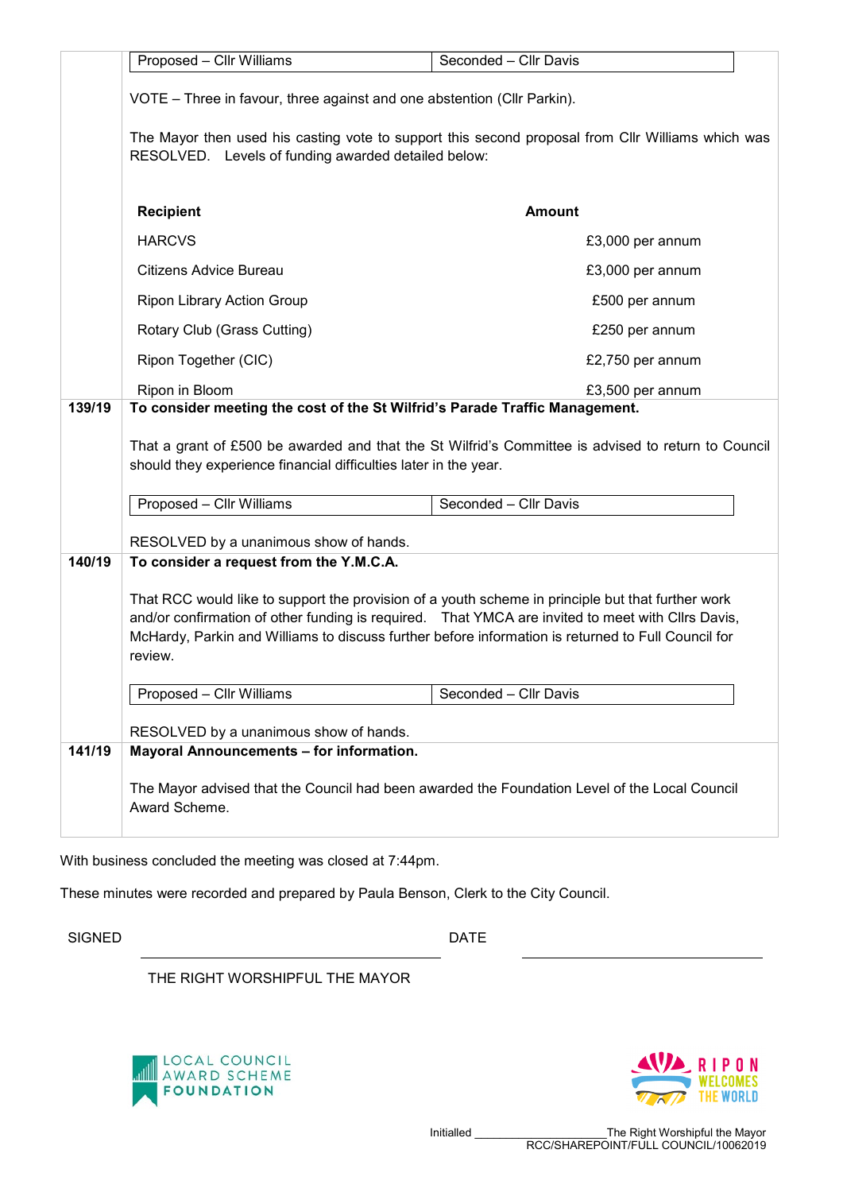| | |
|---|---|
| Proposed – Cllr Williams | Seconded – Cllr Davis |

VOTE – Three in favour, three against and one abstention (Cllr Parkin).

The Mayor then used his casting vote to support this second proposal from Cllr Williams which was RESOLVED. Levels of funding awarded detailed below:

| Recipient | Amount |
|---|---|
| HARCVS | £3,000 per annum |
| Citizens Advice Bureau | £3,000 per annum |
| Ripon Library Action Group | £500 per annum |
| Rotary Club (Grass Cutting) | £250 per annum |
| Ripon Together (CIC) | £2,750 per annum |
| Ripon in Bloom | £3,500 per annum |

**139/19 To consider meeting the cost of the St Wilfrid's Parade Traffic Management.**

That a grant of £500 be awarded and that the St Wilfrid's Committee is advised to return to Council should they experience financial difficulties later in the year.

| | |
|---|---|
| Proposed – Cllr Williams | Seconded – Cllr Davis |

RESOLVED by a unanimous show of hands.

**140/19 To consider a request from the Y.M.C.A.**

That RCC would like to support the provision of a youth scheme in principle but that further work and/or confirmation of other funding is required. That YMCA are invited to meet with Cllrs Davis, McHardy, Parkin and Williams to discuss further before information is returned to Full Council for review.

| | |
|---|---|
| Proposed – Cllr Williams | Seconded – Cllr Davis |

RESOLVED by a unanimous show of hands.

**141/19 Mayoral Announcements – for information.**

The Mayor advised that the Council had been awarded the Foundation Level of the Local Council Award Scheme.

With business concluded the meeting was closed at 7:44pm.

These minutes were recorded and prepared by Paula Benson, Clerk to the City Council.

SIGNED ______________________ DATE ______________________

THE RIGHT WORSHIPFUL THE MAYOR

LOCAL COUNCIL AWARD SCHEME FOUNDATION

RIPON WELCOMES THE WORLD

Initialled ______________________ The Right Worshipful the Mayor

RCC/SHAREPOINT/FULL COUNCIL/10062019